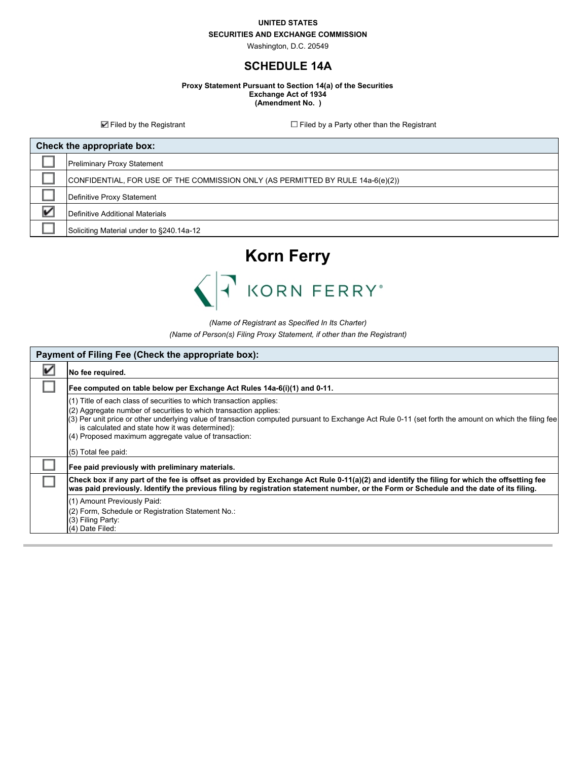**UNITED STATES**
**SECURITIES AND EXCHANGE COMMISSION**
Washington, D.C. 20549

# SCHEDULE 14A

**Proxy Statement Pursuant to Section 14(a) of the Securities Exchange Act of 1934**
**(Amendment No. )**

☑ Filed by the Registrant ☐ Filed by a Party other than the Registrant

| Check the appropriate box: | |
|---|---|
| ☐ | Preliminary Proxy Statement |
| ☐ | CONFIDENTIAL, FOR USE OF THE COMMISSION ONLY (AS PERMITTED BY RULE 14a-6(e)(2)) |
| ☐ | Definitive Proxy Statement |
| ☑ | Definitive Additional Materials |
| ☐ | Soliciting Material under to §240.14a-12 |

# Korn Ferry

KORN FERRY®

*(Name of Registrant as Specified In Its Charter)*

*(Name of Person(s) Filing Proxy Statement, if other than the Registrant)*

| Payment of Filing Fee (Check the appropriate box): | |
|---|---|
| ☑ | **No fee required.** |
| ☐ | **Fee computed on table below per Exchange Act Rules 14a-6(i)(1) and 0-11.** |
| | (1) Title of each class of securities to which transaction applies:<br>(2) Aggregate number of securities to which transaction applies:<br>(3) Per unit price or other underlying value of transaction computed pursuant to Exchange Act Rule 0-11 (set forth the amount on which the filing fee is calculated and state how it was determined):<br>(4) Proposed maximum aggregate value of transaction:<br>(5) Total fee paid: |
| ☐ | **Fee paid previously with preliminary materials.** |
| ☐ | **Check box if any part of the fee is offset as provided by Exchange Act Rule 0-11(a)(2) and identify the filing for which the offsetting fee was paid previously. Identify the previous filing by registration statement number, or the Form or Schedule and the date of its filing.** |
| | (1) Amount Previously Paid:<br>(2) Form, Schedule or Registration Statement No.:<br>(3) Filing Party:<br>(4) Date Filed: |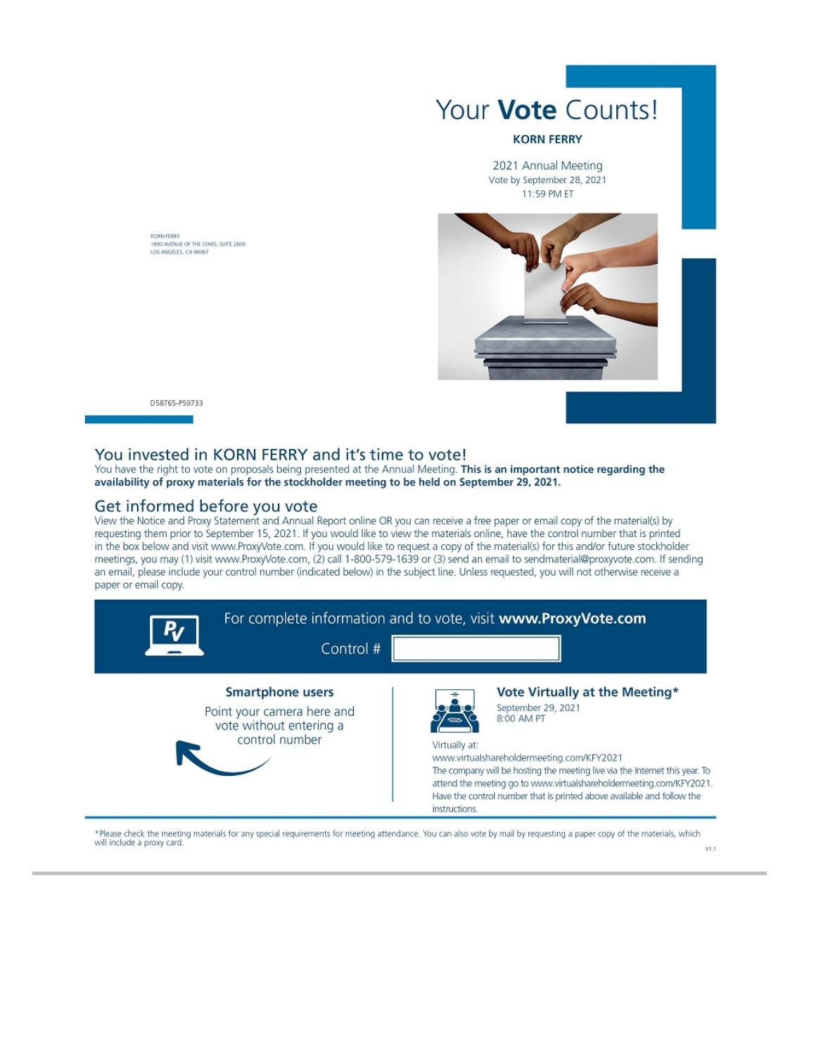# Your **Vote** Counts!

**KORN FERRY**

2021 Annual Meeting
Vote by September 28, 2021
11:59 PM ET

KORN FERRY
1900 AVENUE OF THE STARS, SUITE 2600
LOS ANGELES, CA 90067

D58765-P59733

## You invested in KORN FERRY and it's time to vote!

You have the right to vote on proposals being presented at the Annual Meeting. **This is an important notice regarding the availability of proxy materials for the stockholder meeting to be held on September 29, 2021.**

## Get informed before you vote

View the Notice and Proxy Statement and Annual Report online OR you can receive a free paper or email copy of the material(s) by requesting them prior to September 15, 2021. If you would like to view the materials online, have the control number that is printed in the box below and visit www.ProxyVote.com. If you would like to request a copy of the material(s) for this and/or future stockholder meetings, you may (1) visit www.ProxyVote.com, (2) call 1-800-579-1639 or (3) send an email to sendmaterial@proxyvote.com. If sending an email, please include your control number (indicated below) in the subject line. Unless requested, you will not otherwise receive a paper or email copy.

For complete information and to vote, visit **www.ProxyVote.com**

Control #

**Smartphone users**

Point your camera here and vote without entering a control number

**Vote Virtually at the Meeting***

September 29, 2021
8:00 AM PT

Virtually at:
www.virtualshareholdermeeting.com/KFY2021
The company will be hosting the meeting live via the Internet this year. To attend the meeting go to www.virtualshareholdermeeting.com/KFY2021. Have the control number that is printed above available and follow the instructions.

*Please check the meeting materials for any special requirements for meeting attendance. You can also vote by mail by requesting a paper copy of the materials, which will include a proxy card.

V1.1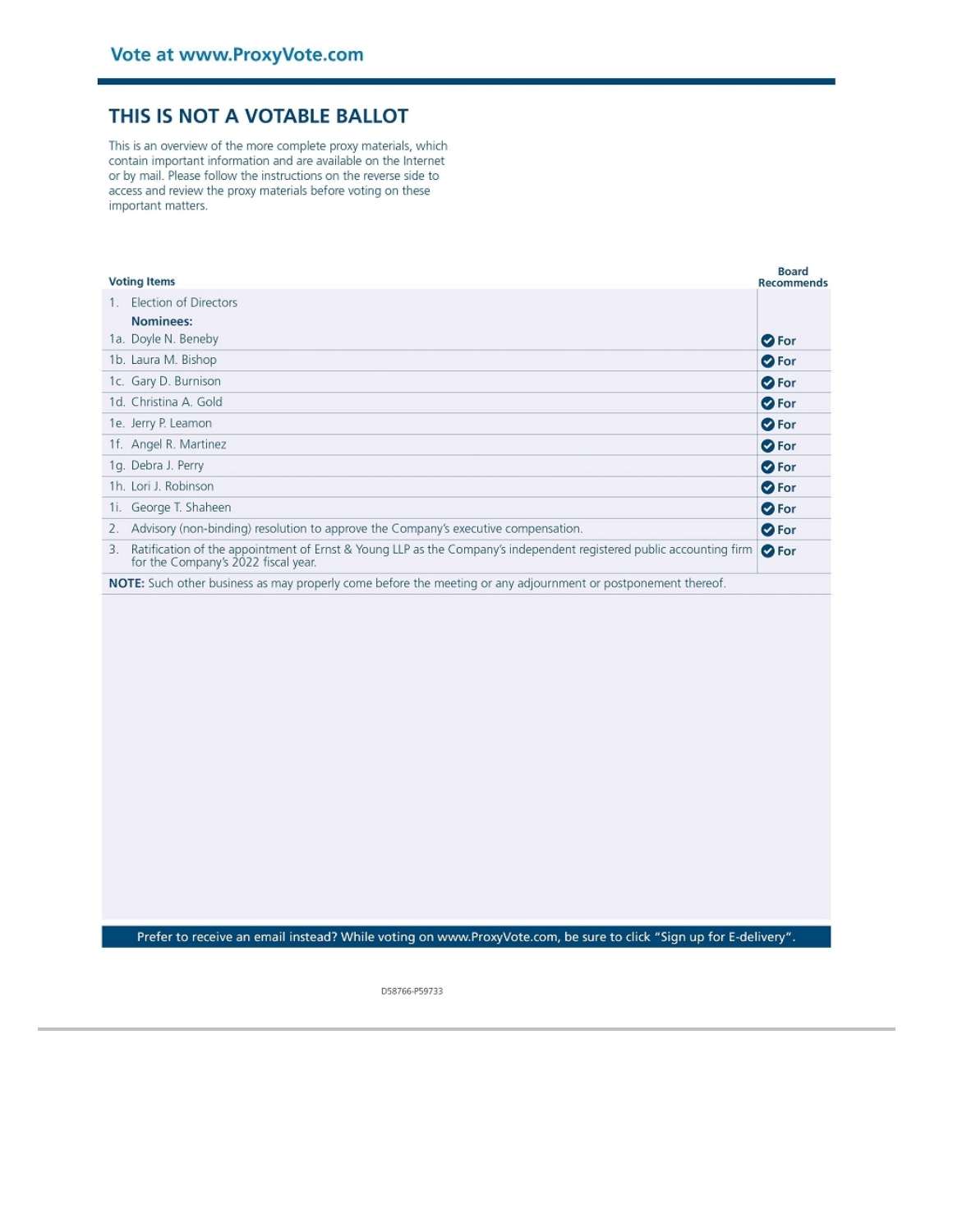Vote at www.ProxyVote.com

# THIS IS NOT A VOTABLE BALLOT

This is an overview of the more complete proxy materials, which contain important information and are available on the Internet or by mail. Please follow the instructions on the reverse side to access and review the proxy materials before voting on these important matters.

| Voting Items | Board Recommends |
|---|---|
| 1. Election of Directors | |
| **Nominees:** | |
| 1a. Doyle N. Beneby | For |
| 1b. Laura M. Bishop | For |
| 1c. Gary D. Burnison | For |
| 1d. Christina A. Gold | For |
| 1e. Jerry P. Leamon | For |
| 1f. Angel R. Martinez | For |
| 1g. Debra J. Perry | For |
| 1h. Lori J. Robinson | For |
| 1i. George T. Shaheen | For |
| 2. Advisory (non-binding) resolution to approve the Company's executive compensation. | For |
| 3. Ratification of the appointment of Ernst & Young LLP as the Company's independent registered public accounting firm for the Company's 2022 fiscal year. | For |

**NOTE:** Such other business as may properly come before the meeting or any adjournment or postponement thereof.

Prefer to receive an email instead? While voting on www.ProxyVote.com, be sure to click "Sign up for E-delivery".

D58766-P59733